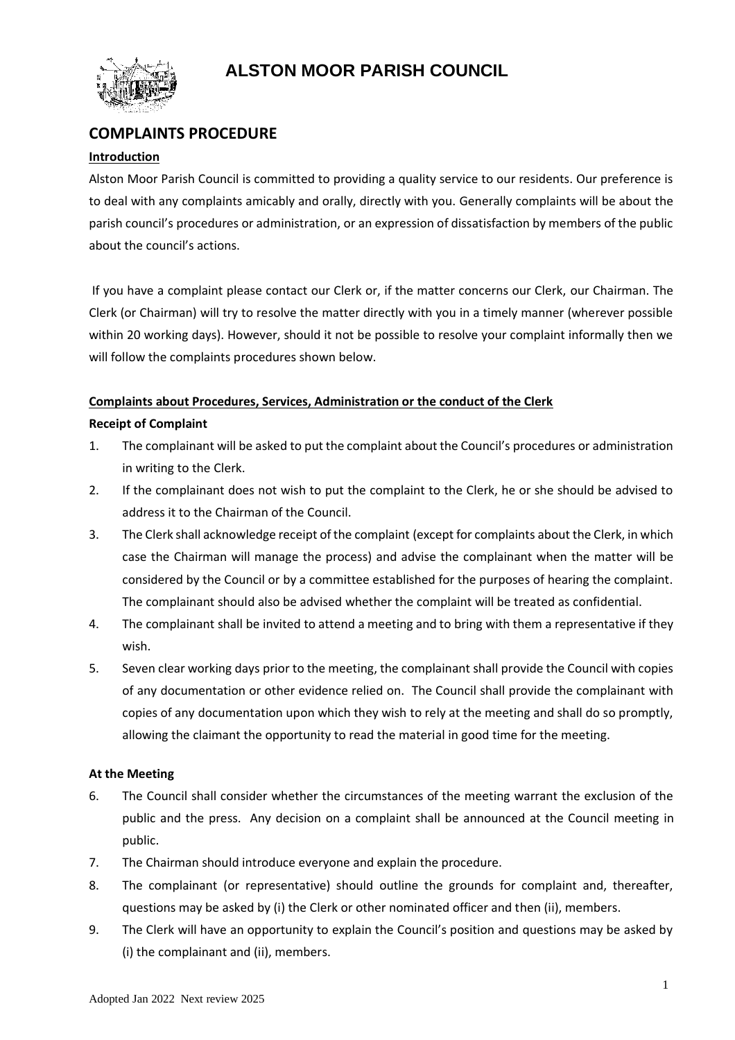# ALSTON MOOR PARISH COUNCIL

## COMPLAINTS PROCEDURE

**Introduction**

Alston Moor Parish Council is committed to providing a quality service to our residents. Our preference is to deal with any complaints amicably and orally, directly with you. Generally complaints will be about the parish council's procedures or administration, or an expression of dissatisfaction by members of the public about the council's actions.

If you have a complaint please contact our Clerk or, if the matter concerns our Clerk, our Chairman. The Clerk (or Chairman) will try to resolve the matter directly with you in a timely manner (wherever possible within 20 working days). However, should it not be possible to resolve your complaint informally then we will follow the complaints procedures shown below.

**Complaints about Procedures, Services, Administration or the conduct of the Clerk**

**Receipt of Complaint**

1. The complainant will be asked to put the complaint about the Council's procedures or administration in writing to the Clerk.
2. If the complainant does not wish to put the complaint to the Clerk, he or she should be advised to address it to the Chairman of the Council.
3. The Clerk shall acknowledge receipt of the complaint (except for complaints about the Clerk, in which case the Chairman will manage the process) and advise the complainant when the matter will be considered by the Council or by a committee established for the purposes of hearing the complaint. The complainant should also be advised whether the complaint will be treated as confidential.
4. The complainant shall be invited to attend a meeting and to bring with them a representative if they wish.
5. Seven clear working days prior to the meeting, the complainant shall provide the Council with copies of any documentation or other evidence relied on. The Council shall provide the complainant with copies of any documentation upon which they wish to rely at the meeting and shall do so promptly, allowing the claimant the opportunity to read the material in good time for the meeting.

**At the Meeting**

6. The Council shall consider whether the circumstances of the meeting warrant the exclusion of the public and the press. Any decision on a complaint shall be announced at the Council meeting in public.
7. The Chairman should introduce everyone and explain the procedure.
8. The complainant (or representative) should outline the grounds for complaint and, thereafter, questions may be asked by (i) the Clerk or other nominated officer and then (ii), members.
9. The Clerk will have an opportunity to explain the Council's position and questions may be asked by (i) the complainant and (ii), members.

Adopted Jan 2022 Next review 2025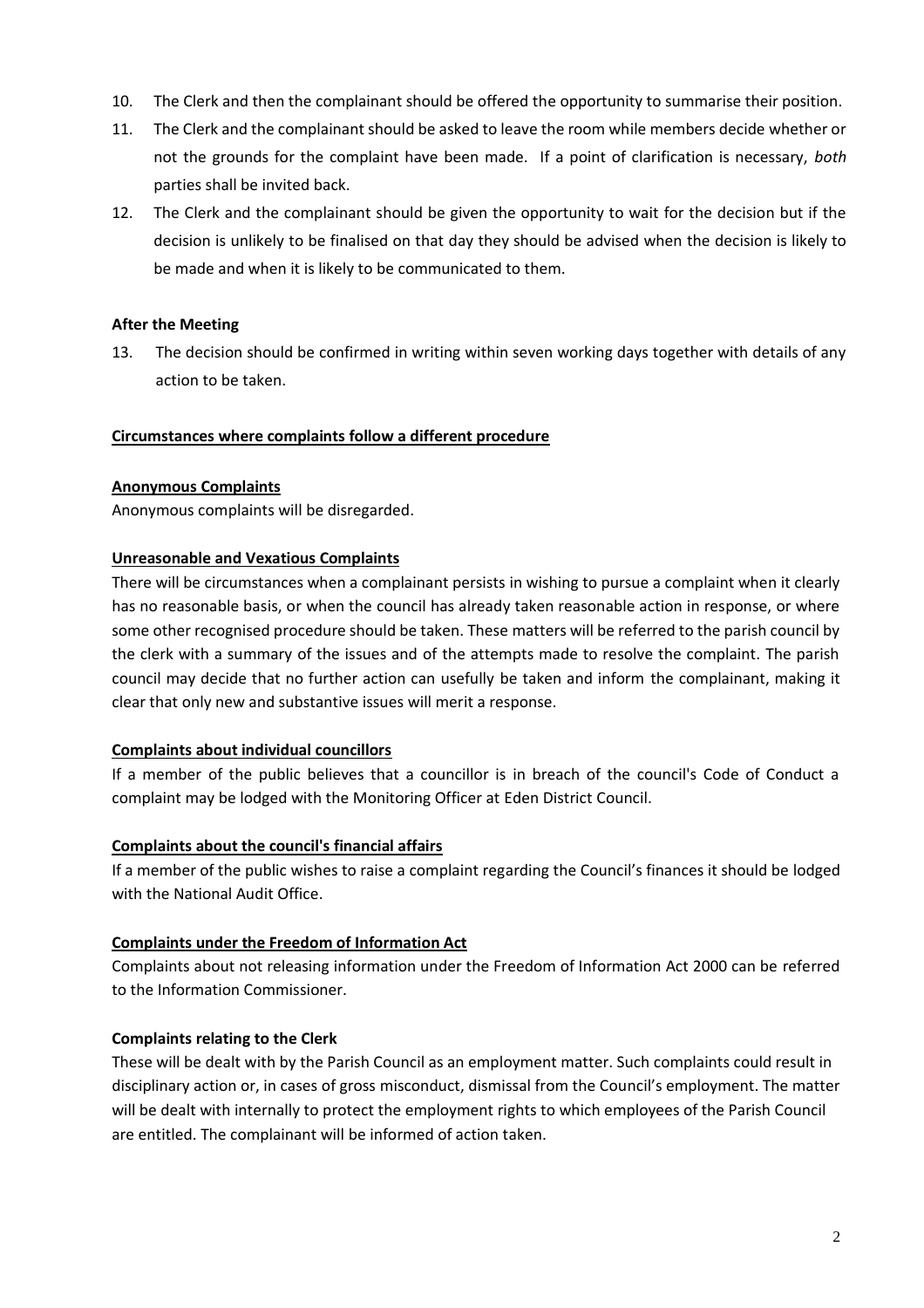10. The Clerk and then the complainant should be offered the opportunity to summarise their position.
11. The Clerk and the complainant should be asked to leave the room while members decide whether or not the grounds for the complaint have been made. If a point of clarification is necessary, *both* parties shall be invited back.
12. The Clerk and the complainant should be given the opportunity to wait for the decision but if the decision is unlikely to be finalised on that day they should be advised when the decision is likely to be made and when it is likely to be communicated to them.

**After the Meeting**

13. The decision should be confirmed in writing within seven working days together with details of any action to be taken.

## Circumstances where complaints follow a different procedure

### Anonymous Complaints

Anonymous complaints will be disregarded.

### Unreasonable and Vexatious Complaints

There will be circumstances when a complainant persists in wishing to pursue a complaint when it clearly has no reasonable basis, or when the council has already taken reasonable action in response, or where some other recognised procedure should be taken. These matters will be referred to the parish council by the clerk with a summary of the issues and of the attempts made to resolve the complaint. The parish council may decide that no further action can usefully be taken and inform the complainant, making it clear that only new and substantive issues will merit a response.

### Complaints about individual councillors

If a member of the public believes that a councillor is in breach of the council's Code of Conduct a complaint may be lodged with the Monitoring Officer at Eden District Council.

### Complaints about the council's financial affairs

If a member of the public wishes to raise a complaint regarding the Council's finances it should be lodged with the National Audit Office.

### Complaints under the Freedom of Information Act

Complaints about not releasing information under the Freedom of Information Act 2000 can be referred to the Information Commissioner.

### Complaints relating to the Clerk

These will be dealt with by the Parish Council as an employment matter. Such complaints could result in disciplinary action or, in cases of gross misconduct, dismissal from the Council's employment. The matter will be dealt with internally to protect the employment rights to which employees of the Parish Council are entitled. The complainant will be informed of action taken.